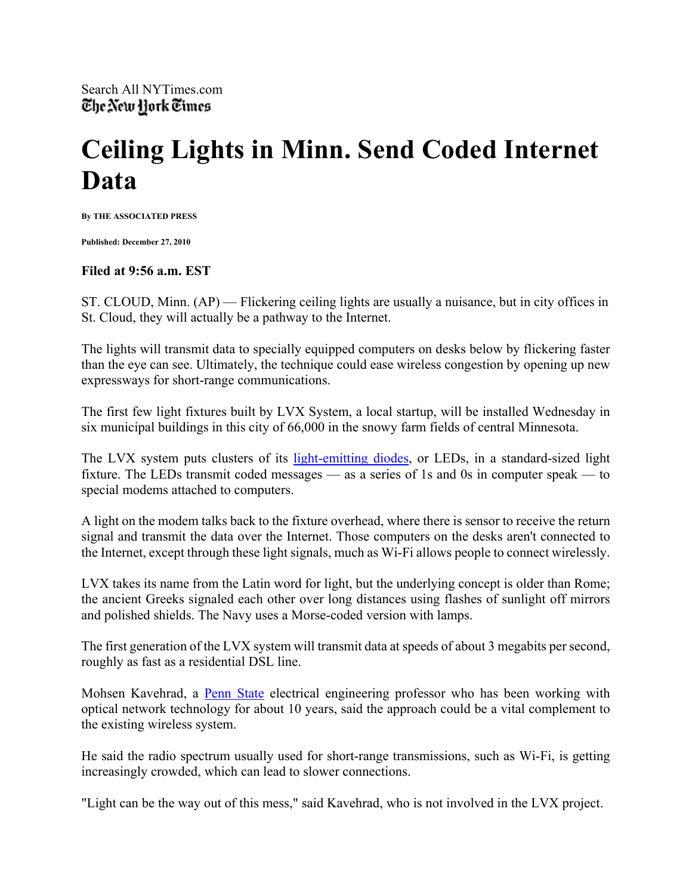Search All NYTimes.com
The New York Times

# Ceiling Lights in Minn. Send Coded Internet Data

**By THE ASSOCIATED PRESS**

**Published: December 27, 2010**

**Filed at 9:56 a.m. EST**

ST. CLOUD, Minn. (AP) — Flickering ceiling lights are usually a nuisance, but in city offices in St. Cloud, they will actually be a pathway to the Internet.

The lights will transmit data to specially equipped computers on desks below by flickering faster than the eye can see. Ultimately, the technique could ease wireless congestion by opening up new expressways for short-range communications.

The first few light fixtures built by LVX System, a local startup, will be installed Wednesday in six municipal buildings in this city of 66,000 in the snowy farm fields of central Minnesota.

The LVX system puts clusters of its light-emitting diodes, or LEDs, in a standard-sized light fixture. The LEDs transmit coded messages — as a series of 1s and 0s in computer speak — to special modems attached to computers.

A light on the modem talks back to the fixture overhead, where there is sensor to receive the return signal and transmit the data over the Internet. Those computers on the desks aren't connected to the Internet, except through these light signals, much as Wi-Fi allows people to connect wirelessly.

LVX takes its name from the Latin word for light, but the underlying concept is older than Rome; the ancient Greeks signaled each other over long distances using flashes of sunlight off mirrors and polished shields. The Navy uses a Morse-coded version with lamps.

The first generation of the LVX system will transmit data at speeds of about 3 megabits per second, roughly as fast as a residential DSL line.

Mohsen Kavehrad, a Penn State electrical engineering professor who has been working with optical network technology for about 10 years, said the approach could be a vital complement to the existing wireless system.

He said the radio spectrum usually used for short-range transmissions, such as Wi-Fi, is getting increasingly crowded, which can lead to slower connections.

"Light can be the way out of this mess," said Kavehrad, who is not involved in the LVX project.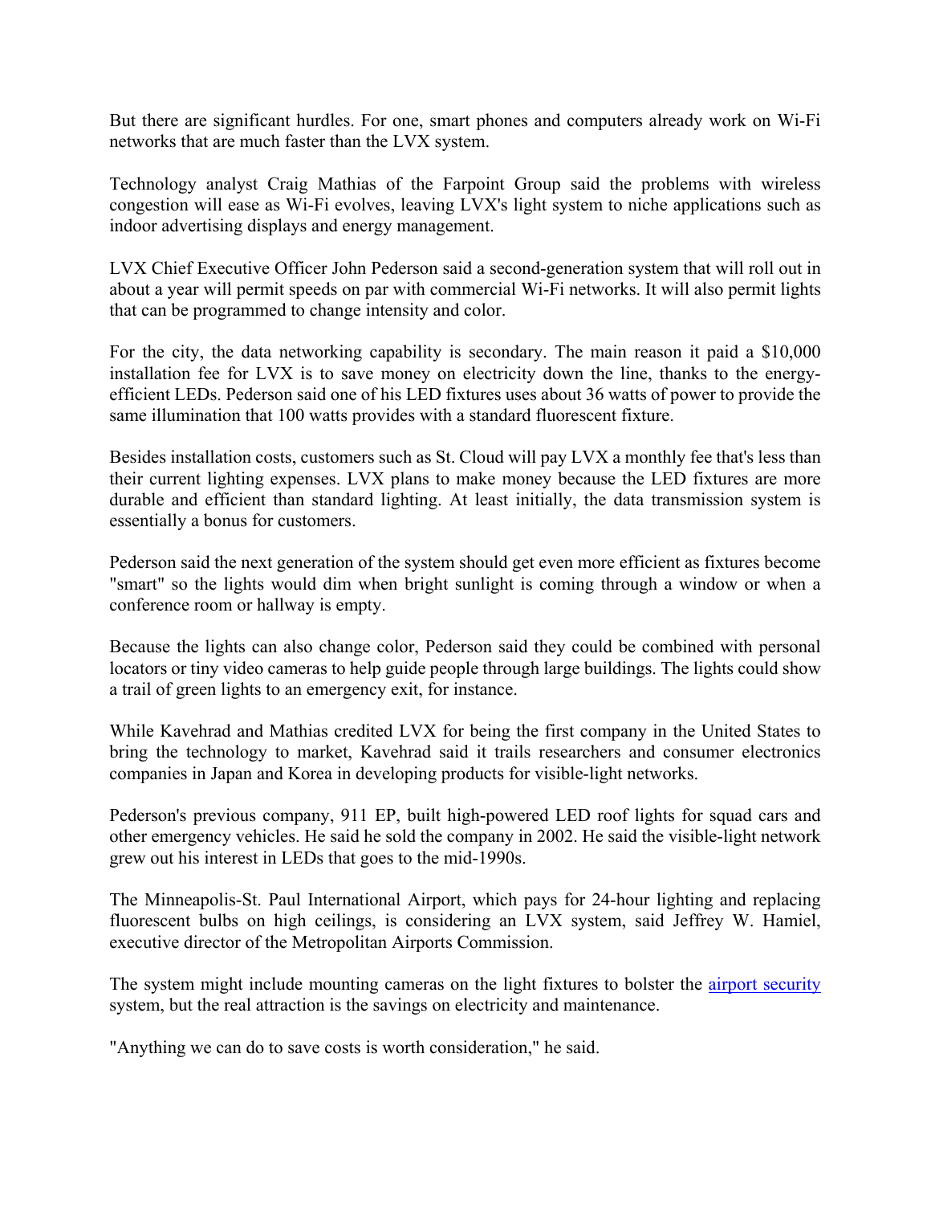But there are significant hurdles. For one, smart phones and computers already work on Wi-Fi networks that are much faster than the LVX system.

Technology analyst Craig Mathias of the Farpoint Group said the problems with wireless congestion will ease as Wi-Fi evolves, leaving LVX's light system to niche applications such as indoor advertising displays and energy management.

LVX Chief Executive Officer John Pederson said a second-generation system that will roll out in about a year will permit speeds on par with commercial Wi-Fi networks. It will also permit lights that can be programmed to change intensity and color.

For the city, the data networking capability is secondary. The main reason it paid a $10,000 installation fee for LVX is to save money on electricity down the line, thanks to the energy-efficient LEDs. Pederson said one of his LED fixtures uses about 36 watts of power to provide the same illumination that 100 watts provides with a standard fluorescent fixture.

Besides installation costs, customers such as St. Cloud will pay LVX a monthly fee that's less than their current lighting expenses. LVX plans to make money because the LED fixtures are more durable and efficient than standard lighting. At least initially, the data transmission system is essentially a bonus for customers.

Pederson said the next generation of the system should get even more efficient as fixtures become "smart" so the lights would dim when bright sunlight is coming through a window or when a conference room or hallway is empty.

Because the lights can also change color, Pederson said they could be combined with personal locators or tiny video cameras to help guide people through large buildings. The lights could show a trail of green lights to an emergency exit, for instance.

While Kavehrad and Mathias credited LVX for being the first company in the United States to bring the technology to market, Kavehrad said it trails researchers and consumer electronics companies in Japan and Korea in developing products for visible-light networks.

Pederson's previous company, 911 EP, built high-powered LED roof lights for squad cars and other emergency vehicles. He said he sold the company in 2002. He said the visible-light network grew out his interest in LEDs that goes to the mid-1990s.

The Minneapolis-St. Paul International Airport, which pays for 24-hour lighting and replacing fluorescent bulbs on high ceilings, is considering an LVX system, said Jeffrey W. Hamiel, executive director of the Metropolitan Airports Commission.

The system might include mounting cameras on the light fixtures to bolster the airport security system, but the real attraction is the savings on electricity and maintenance.

"Anything we can do to save costs is worth consideration," he said.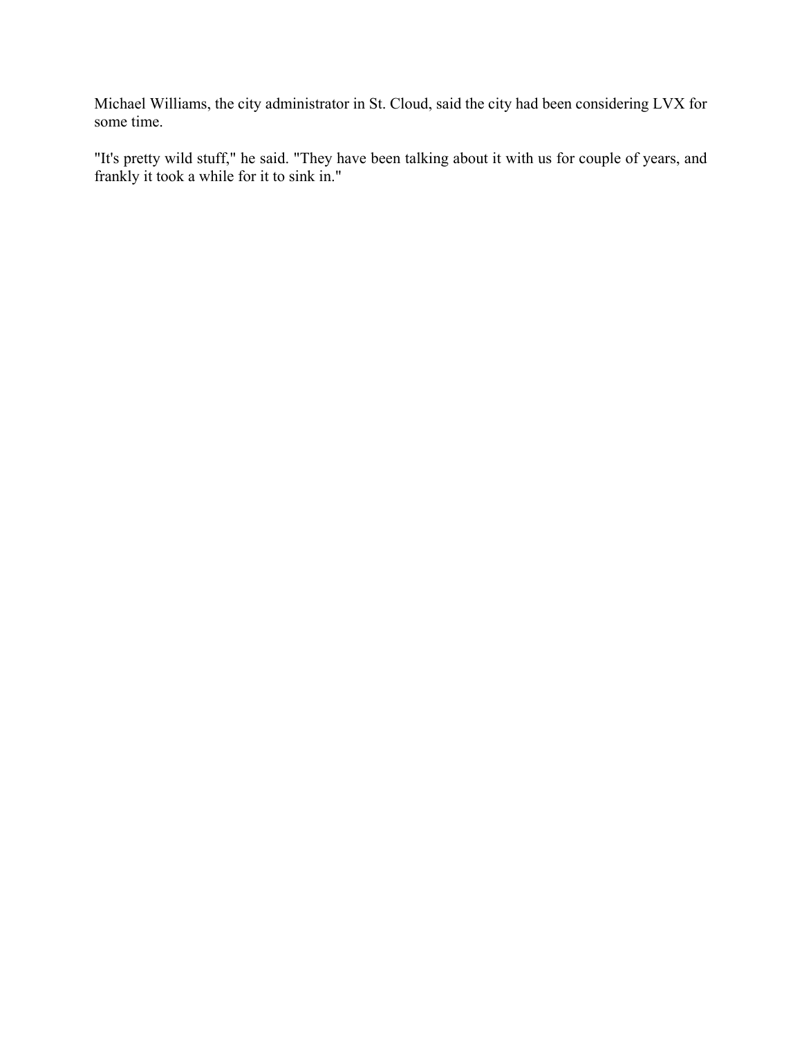Michael Williams, the city administrator in St. Cloud, said the city had been considering LVX for some time.

"It's pretty wild stuff," he said. "They have been talking about it with us for couple of years, and frankly it took a while for it to sink in."